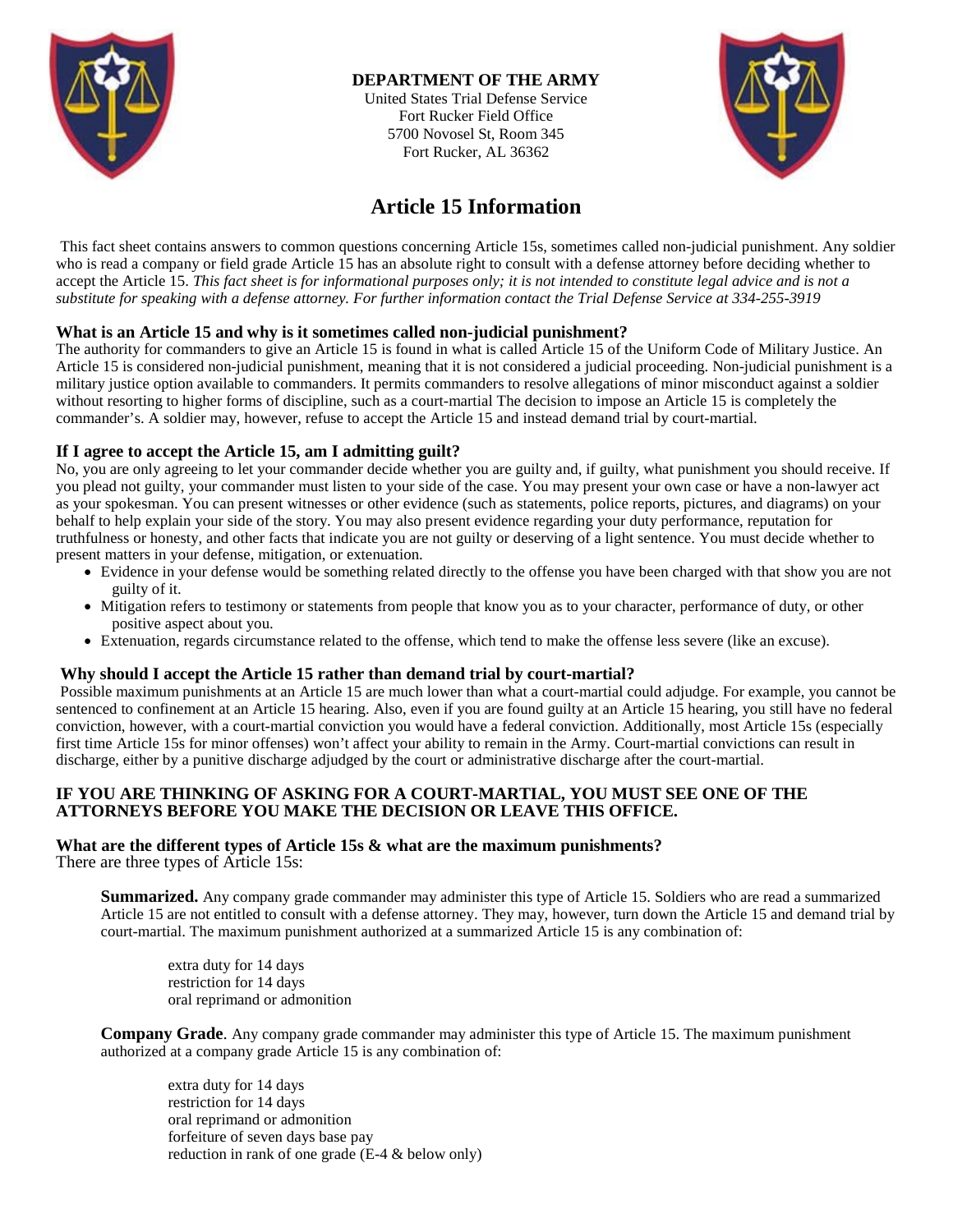**DEPARTMENT OF THE ARMY**
United States Trial Defense Service
Fort Rucker Field Office
5700 Novosel St, Room 345
Fort Rucker, AL 36362

# Article 15 Information

This fact sheet contains answers to common questions concerning Article 15s, sometimes called non-judicial punishment. Any soldier who is read a company or field grade Article 15 has an absolute right to consult with a defense attorney before deciding whether to accept the Article 15. *This fact sheet is for informational purposes only; it is not intended to constitute legal advice and is not a substitute for speaking with a defense attorney. For further information contact the Trial Defense Service at 334-255-3919*

### What is an Article 15 and why is it sometimes called non-judicial punishment?

The authority for commanders to give an Article 15 is found in what is called Article 15 of the Uniform Code of Military Justice. An Article 15 is considered non-judicial punishment, meaning that it is not considered a judicial proceeding. Non-judicial punishment is a military justice option available to commanders. It permits commanders to resolve allegations of minor misconduct against a soldier without resorting to higher forms of discipline, such as a court-martial The decision to impose an Article 15 is completely the commander's. A soldier may, however, refuse to accept the Article 15 and instead demand trial by court-martial.

### If I agree to accept the Article 15, am I admitting guilt?

No, you are only agreeing to let your commander decide whether you are guilty and, if guilty, what punishment you should receive. If you plead not guilty, your commander must listen to your side of the case. You may present your own case or have a non-lawyer act as your spokesman. You can present witnesses or other evidence (such as statements, police reports, pictures, and diagrams) on your behalf to help explain your side of the story. You may also present evidence regarding your duty performance, reputation for truthfulness or honesty, and other facts that indicate you are not guilty or deserving of a light sentence. You must decide whether to present matters in your defense, mitigation, or extenuation.

- Evidence in your defense would be something related directly to the offense you have been charged with that show you are not guilty of it.
- Mitigation refers to testimony or statements from people that know you as to your character, performance of duty, or other positive aspect about you.
- Extenuation, regards circumstance related to the offense, which tend to make the offense less severe (like an excuse).

### Why should I accept the Article 15 rather than demand trial by court-martial?

Possible maximum punishments at an Article 15 are much lower than what a court-martial could adjudge. For example, you cannot be sentenced to confinement at an Article 15 hearing. Also, even if you are found guilty at an Article 15 hearing, you still have no federal conviction, however, with a court-martial conviction you would have a federal conviction. Additionally, most Article 15s (especially first time Article 15s for minor offenses) won't affect your ability to remain in the Army. Court-martial convictions can result in discharge, either by a punitive discharge adjudged by the court or administrative discharge after the court-martial.

**IF YOU ARE THINKING OF ASKING FOR A COURT-MARTIAL, YOU MUST SEE ONE OF THE ATTORNEYS BEFORE YOU MAKE THE DECISION OR LEAVE THIS OFFICE.**

### What are the different types of Article 15s & what are the maximum punishments?

There are three types of Article 15s:

**Summarized.** Any company grade commander may administer this type of Article 15. Soldiers who are read a summarized Article 15 are not entitled to consult with a defense attorney. They may, however, turn down the Article 15 and demand trial by court-martial. The maximum punishment authorized at a summarized Article 15 is any combination of:

- extra duty for 14 days
- restriction for 14 days
- oral reprimand or admonition

**Company Grade**. Any company grade commander may administer this type of Article 15. The maximum punishment authorized at a company grade Article 15 is any combination of:

- extra duty for 14 days
- restriction for 14 days
- oral reprimand or admonition
- forfeiture of seven days base pay
- reduction in rank of one grade (E-4 & below only)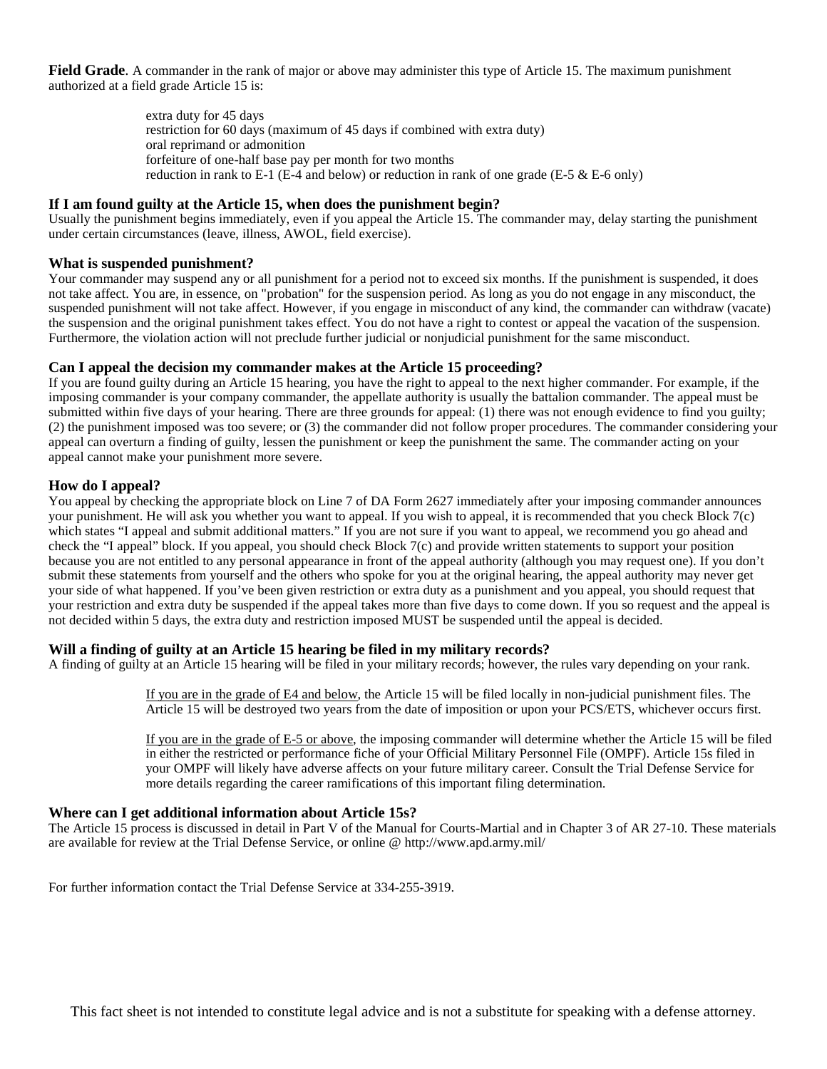**Field Grade**. A commander in the rank of major or above may administer this type of Article 15. The maximum punishment authorized at a field grade Article 15 is:

> extra duty for 45 days
> restriction for 60 days (maximum of 45 days if combined with extra duty)
> oral reprimand or admonition
> forfeiture of one-half base pay per month for two months
> reduction in rank to E-1 (E-4 and below) or reduction in rank of one grade (E-5 & E-6 only)

### If I am found guilty at the Article 15, when does the punishment begin?

Usually the punishment begins immediately, even if you appeal the Article 15. The commander may, delay starting the punishment under certain circumstances (leave, illness, AWOL, field exercise).

### What is suspended punishment?

Your commander may suspend any or all punishment for a period not to exceed six months. If the punishment is suspended, it does not take affect. You are, in essence, on "probation" for the suspension period. As long as you do not engage in any misconduct, the suspended punishment will not take affect. However, if you engage in misconduct of any kind, the commander can withdraw (vacate) the suspension and the original punishment takes effect. You do not have a right to contest or appeal the vacation of the suspension. Furthermore, the violation action will not preclude further judicial or nonjudicial punishment for the same misconduct.

### Can I appeal the decision my commander makes at the Article 15 proceeding?

If you are found guilty during an Article 15 hearing, you have the right to appeal to the next higher commander. For example, if the imposing commander is your company commander, the appellate authority is usually the battalion commander. The appeal must be submitted within five days of your hearing. There are three grounds for appeal: (1) there was not enough evidence to find you guilty; (2) the punishment imposed was too severe; or (3) the commander did not follow proper procedures. The commander considering your appeal can overturn a finding of guilty, lessen the punishment or keep the punishment the same. The commander acting on your appeal cannot make your punishment more severe.

### How do I appeal?

You appeal by checking the appropriate block on Line 7 of DA Form 2627 immediately after your imposing commander announces your punishment. He will ask you whether you want to appeal. If you wish to appeal, it is recommended that you check Block 7(c) which states "I appeal and submit additional matters." If you are not sure if you want to appeal, we recommend you go ahead and check the "I appeal" block. If you appeal, you should check Block 7(c) and provide written statements to support your position because you are not entitled to any personal appearance in front of the appeal authority (although you may request one). If you don't submit these statements from yourself and the others who spoke for you at the original hearing, the appeal authority may never get your side of what happened. If you've been given restriction or extra duty as a punishment and you appeal, you should request that your restriction and extra duty be suspended if the appeal takes more than five days to come down. If you so request and the appeal is not decided within 5 days, the extra duty and restriction imposed MUST be suspended until the appeal is decided.

### Will a finding of guilty at an Article 15 hearing be filed in my military records?

A finding of guilty at an Article 15 hearing will be filed in your military records; however, the rules vary depending on your rank.

> If you are in the grade of E4 and below, the Article 15 will be filed locally in non-judicial punishment files. The Article 15 will be destroyed two years from the date of imposition or upon your PCS/ETS, whichever occurs first.
>
> If you are in the grade of E-5 or above, the imposing commander will determine whether the Article 15 will be filed in either the restricted or performance fiche of your Official Military Personnel File (OMPF). Article 15s filed in your OMPF will likely have adverse affects on your future military career. Consult the Trial Defense Service for more details regarding the career ramifications of this important filing determination.

### Where can I get additional information about Article 15s?

The Article 15 process is discussed in detail in Part V of the Manual for Courts-Martial and in Chapter 3 of AR 27-10. These materials are available for review at the Trial Defense Service, or online @ http://www.apd.army.mil/

For further information contact the Trial Defense Service at 334-255-3919.

This fact sheet is not intended to constitute legal advice and is not a substitute for speaking with a defense attorney.